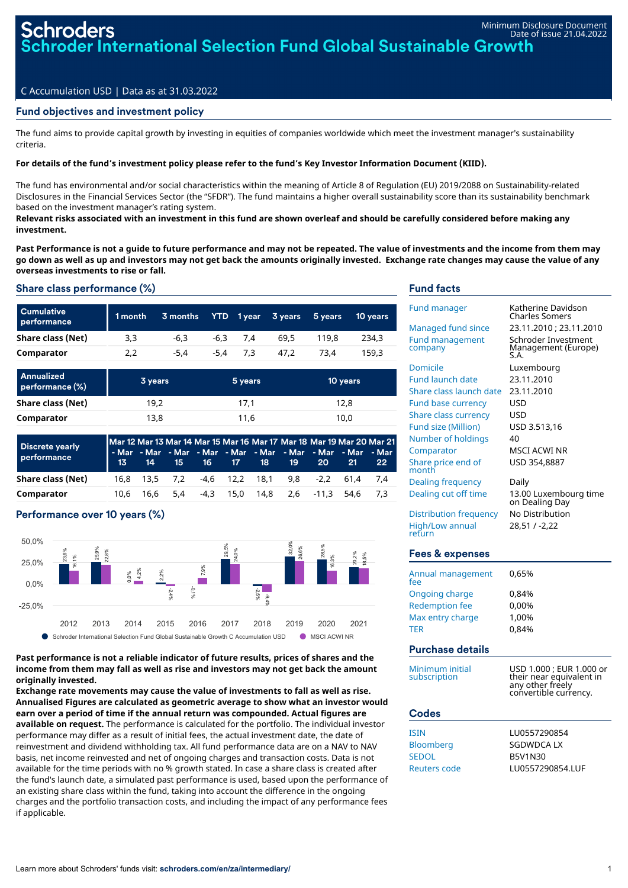Minimum Disclosure Document
Date of issue 21.04.2022

# Schroders

# Schroder International Selection Fund Global Sustainable Growth

C Accumulation USD | Data as at 31.03.2022

## Fund objectives and investment policy

The fund aims to provide capital growth by investing in equities of companies worldwide which meet the investment manager's sustainability criteria.

**For details of the fund's investment policy please refer to the fund's Key Investor Information Document (KIID).**

The fund has environmental and/or social characteristics within the meaning of Article 8 of Regulation (EU) 2019/2088 on Sustainability-related Disclosures in the Financial Services Sector (the "SFDR"). The fund maintains a higher overall sustainability score than its sustainability benchmark based on the investment manager's rating system.

**Relevant risks associated with an investment in this fund are shown overleaf and should be carefully considered before making any investment.**

**Past Performance is not a guide to future performance and may not be repeated. The value of investments and the income from them may go down as well as up and investors may not get back the amounts originally invested. Exchange rate changes may cause the value of any overseas investments to rise or fall.**

## Share class performance (%)

| Cumulative performance | 1 month | 3 months | YTD | 1 year | 3 years | 5 years | 10 years |
|---|---|---|---|---|---|---|---|
| Share class (Net) | 3,3 | -6,3 | -6,3 | 7,4 | 69,5 | 119,8 | 234,3 |
| Comparator | 2,2 | -5,4 | -5,4 | 7,3 | 47,2 | 73,4 | 159,3 |

| Annualized performance (%) | 3 years | 5 years | 10 years |
|---|---|---|---|
| Share class (Net) | 19,2 | 17,1 | 12,8 |
| Comparator | 13,8 | 11,6 | 10,0 |

| Discrete yearly performance | Mar 12 - Mar 13 | Mar 13 - Mar 14 | Mar 14 - Mar 15 | Mar 15 - Mar 16 | Mar 16 - Mar 17 | Mar 17 - Mar 18 | Mar 18 - Mar 19 | Mar 19 - Mar 20 | Mar 20 - Mar 21 | Mar 21 - Mar 22 |
|---|---|---|---|---|---|---|---|---|---|---|
| Share class (Net) | 16,8 | 13,5 | 7,2 | -4,6 | 12,2 | 18,1 | 9,8 | -2,2 | 61,4 | 7,4 |
| Comparator | 10,6 | 16,6 | 5,4 | -4,3 | 15,0 | 14,8 | 2,6 | -11,3 | 54,6 | 7,3 |

## Performance over 10 years (%)

| Year | Schroder International Selection Fund Global Sustainable Growth C Accumulation USD | MSCI ACWI NR |
|---|---|---|
| 2012 | 23,6% | 16,1% |
| 2013 | 25,9% | 22,8% |
| 2014 | 0,0% | 4,2% |
| 2015 | 2,2% | -2,4% |
| 2016 | -0,1% | 7,9% |
| 2017 | 29,5% | 24,0% |
| 2018 | -2,5% | -9,4% |
| 2019 | 32,0% | 26,6% |
| 2020 | 28,5% | 16,3% |
| 2021 | 20,2% | 18,5% |

**Past performance is not a reliable indicator of future results, prices of shares and the income from them may fall as well as rise and investors may not get back the amount originally invested.**

**Exchange rate movements may cause the value of investments to fall as well as rise. Annualised Figures are calculated as geometric average to show what an investor would earn over a period of time if the annual return was compounded. Actual figures are available on request.** The performance is calculated for the portfolio. The individual investor performance may differ as a result of initial fees, the actual investment date, the date of reinvestment and dividend withholding tax. All fund performance data are on a NAV to NAV basis, net income reinvested and net of ongoing charges and transaction costs. Data is not available for the time periods with no % growth stated. In case a share class is created after the fund's launch date, a simulated past performance is used, based upon the performance of an existing share class within the fund, taking into account the difference in the ongoing charges and the portfolio transaction costs, and including the impact of any performance fees if applicable.

## Fund facts

| | |
|---|---|
| Fund manager | Katherine Davidson Charles Somers |
| Managed fund since | 23.11.2010 ; 23.11.2010 |
| Fund management company | Schroder Investment Management (Europe) S.A. |
| Domicile | Luxembourg |
| Fund launch date | 23.11.2010 |
| Share class launch date | 23.11.2010 |
| Fund base currency | USD |
| Share class currency | USD |
| Fund size (Million) | USD 3.513,16 |
| Number of holdings | 40 |
| Comparator | MSCI ACWI NR |
| Share price end of month | USD 354,8887 |
| Dealing frequency | Daily |
| Dealing cut off time | 13.00 Luxembourg time on Dealing Day |
| Distribution frequency | No Distribution |
| High/Low annual return | 28,51 / -2,22 |

## Fees & expenses

| | |
|---|---|
| Annual management fee | 0,65% |
| Ongoing charge | 0,84% |
| Redemption fee | 0,00% |
| Max entry charge | 1,00% |
| TER | 0,84% |

## Purchase details

| | |
|---|---|
| Minimum initial subscription | USD 1.000 ; EUR 1.000 or their near equivalent in any other freely convertible currency. |

## Codes

| | |
|---|---|
| ISIN | LU0557290854 |
| Bloomberg | SGDWDCA LX |
| SEDOL | B5V1N30 |
| Reuters code | LU0557290854.LUF |

Learn more about Schroders' funds visit: **schroders.com/en/za/intermediary/**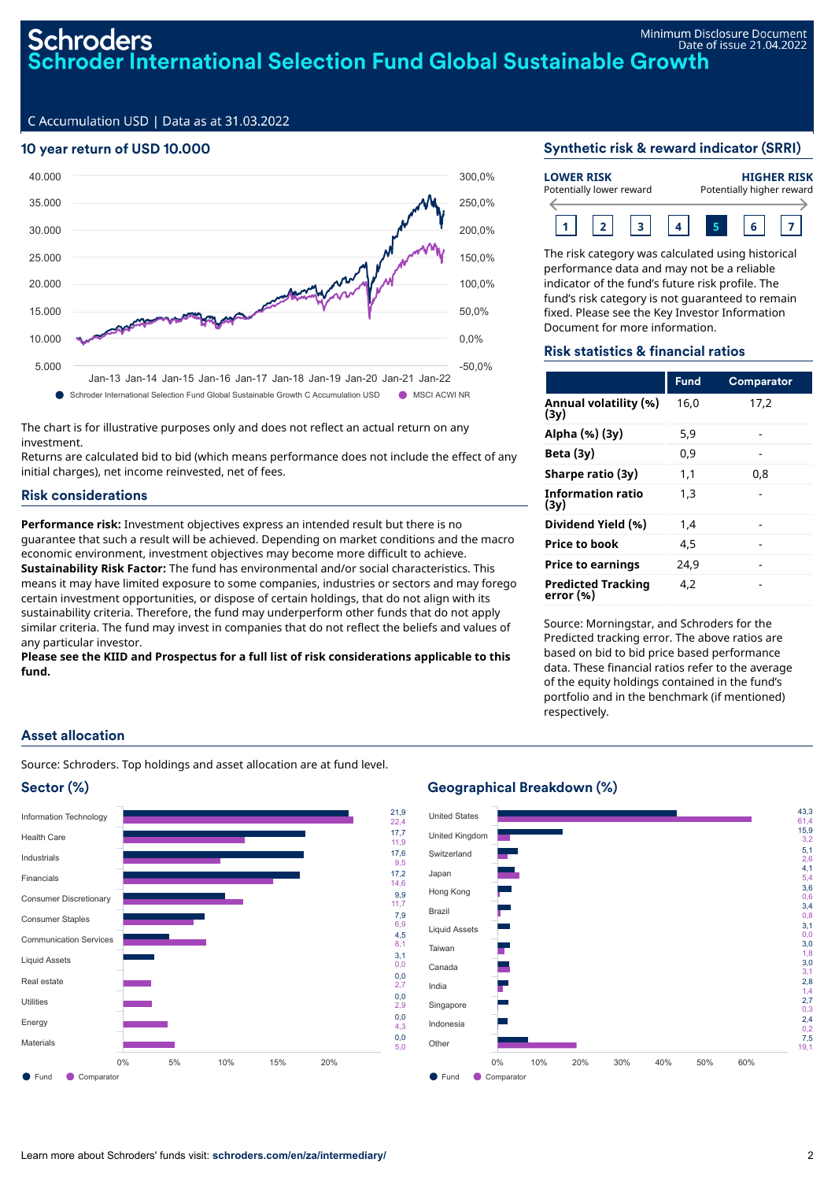# Schroder International Selection Fund Global Sustainable Growth

Minimum Disclosure Document
Date of issue 21.04.2022

C Accumulation USD | Data as at 31.03.2022

## 10 year return of USD 10.000

● Schroder International Selection Fund Global Sustainable Growth C Accumulation USD ● MSCI ACWI NR

The chart is for illustrative purposes only and does not reflect an actual return on any investment.

Returns are calculated bid to bid (which means performance does not include the effect of any initial charges), net income reinvested, net of fees.

## Risk considerations

**Performance risk:** Investment objectives express an intended result but there is no guarantee that such a result will be achieved. Depending on market conditions and the macro economic environment, investment objectives may become more difficult to achieve.

**Sustainability Risk Factor:** The fund has environmental and/or social characteristics. This means it may have limited exposure to some companies, industries or sectors and may forego certain investment opportunities, or dispose of certain holdings, that do not align with its sustainability criteria. Therefore, the fund may underperform other funds that do not apply similar criteria. The fund may invest in companies that do not reflect the beliefs and values of any particular investor.

**Please see the KIID and Prospectus for a full list of risk considerations applicable to this fund.**

## Synthetic risk & reward indicator (SRRI)

**LOWER RISK** Potentially lower reward — **HIGHER RISK** Potentially higher reward

1 | 2 | 3 | 4 | **5** | 6 | 7

The risk category was calculated using historical performance data and may not be a reliable indicator of the fund's future risk profile. The fund's risk category is not guaranteed to remain fixed. Please see the Key Investor Information Document for more information.

## Risk statistics & financial ratios

| | Fund | Comparator |
|---|---|---|
| **Annual volatility (%) (3y)** | 16,0 | 17,2 |
| **Alpha (%) (3y)** | 5,9 | - |
| **Beta (3y)** | 0,9 | - |
| **Sharpe ratio (3y)** | 1,1 | 0,8 |
| **Information ratio (3y)** | 1,3 | - |
| **Dividend Yield (%)** | 1,4 | - |
| **Price to book** | 4,5 | - |
| **Price to earnings** | 24,9 | - |
| **Predicted Tracking error (%)** | 4,2 | - |

Source: Morningstar, and Schroders for the Predicted tracking error. The above ratios are based on bid to bid price based performance data. These financial ratios refer to the average of the equity holdings contained in the fund's portfolio and in the benchmark (if mentioned) respectively.

## Asset allocation

Source: Schroders. Top holdings and asset allocation are at fund level.

### Sector (%)

| Sector | Fund | Comparator |
|---|---|---|
| Information Technology | 21,9 | 22,4 |
| Health Care | 17,7 | 11,9 |
| Industrials | 17,6 | 9,5 |
| Financials | 17,2 | 14,6 |
| Consumer Discretionary | 9,9 | 11,7 |
| Consumer Staples | 7,9 | 6,9 |
| Communication Services | 4,5 | 8,1 |
| Liquid Assets | 3,1 | 0,0 |
| Real estate | 0,0 | 2,7 |
| Utilities | 0,0 | 2,9 |
| Energy | 0,0 | 4,3 |
| Materials | 0,0 | 5,0 |

### Geographical Breakdown (%)

| Country | Fund | Comparator |
|---|---|---|
| United States | 43,3 | 61,4 |
| United Kingdom | 15,9 | 3,2 |
| Switzerland | 5,1 | 2,6 |
| Japan | 4,1 | 5,4 |
| Hong Kong | 3,6 | 0,6 |
| Brazil | 3,4 | 0,8 |
| Liquid Assets | 3,1 | 0,0 |
| Taiwan | 3,0 | 1,8 |
| Canada | 3,0 | 3,1 |
| India | 2,8 | 1,4 |
| Singapore | 2,7 | 0,3 |
| Indonesia | 2,4 | 0,2 |
| Other | 7,5 | 19,1 |

Learn more about Schroders' funds visit: **schroders.com/en/za/intermediary/**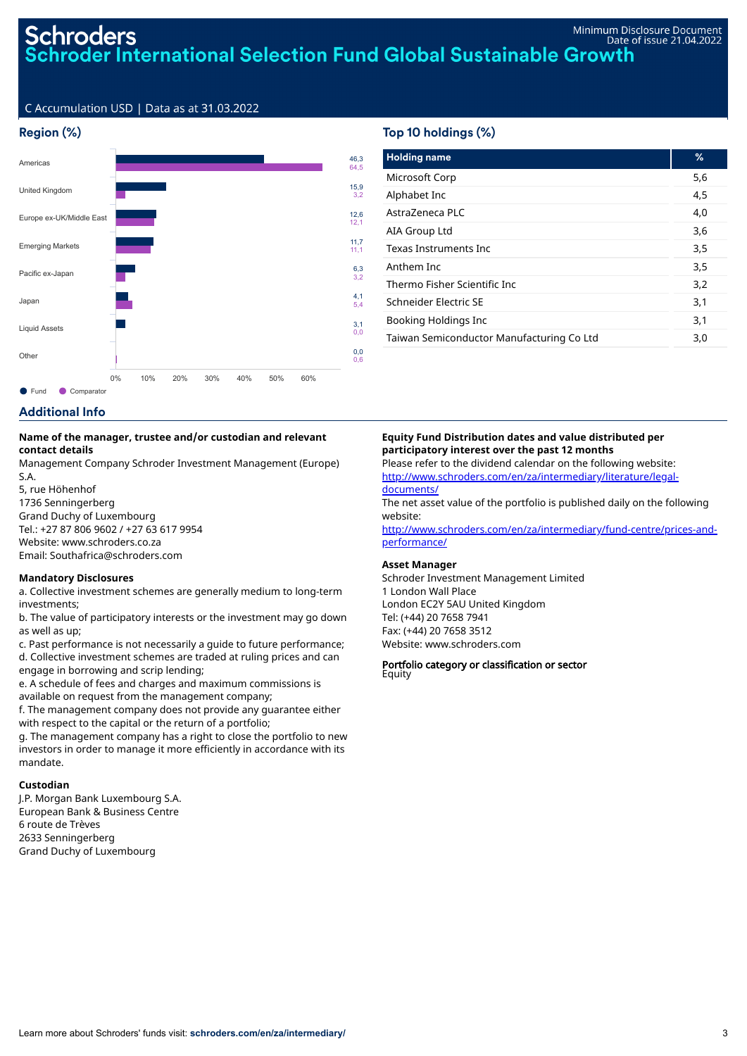# Schroders

## Schroder International Selection Fund Global Sustainable Growth

Minimum Disclosure Document
Date of issue 21.04.2022

C Accumulation USD | Data as at 31.03.2022

## Region (%)

| Region | Fund | Comparator |
|---|---|---|
| Americas | 46,3 | 64,5 |
| United Kingdom | 15,9 | 3,2 |
| Europe ex-UK/Middle East | 12,6 | 12,1 |
| Emerging Markets | 11,7 | 11,1 |
| Pacific ex-Japan | 6,3 | 3,2 |
| Japan | 4,1 | 5,4 |
| Liquid Assets | 3,1 | 0,0 |
| Other | 0,0 | 0,6 |

## Top 10 holdings (%)

| Holding name | % |
|---|---|
| Microsoft Corp | 5,6 |
| Alphabet Inc | 4,5 |
| AstraZeneca PLC | 4,0 |
| AIA Group Ltd | 3,6 |
| Texas Instruments Inc | 3,5 |
| Anthem Inc | 3,5 |
| Thermo Fisher Scientific Inc | 3,2 |
| Schneider Electric SE | 3,1 |
| Booking Holdings Inc | 3,1 |
| Taiwan Semiconductor Manufacturing Co Ltd | 3,0 |

## Additional Info

**Name of the manager, trustee and/or custodian and relevant contact details**

Management Company Schroder Investment Management (Europe) S.A.
5, rue Höhenhof
1736 Senningerberg
Grand Duchy of Luxembourg
Tel.: +27 87 806 9602 / +27 63 617 9954
Website: www.schroders.co.za
Email: Southafrica@schroders.com

**Mandatory Disclosures**

a. Collective investment schemes are generally medium to long-term investments;
b. The value of participatory interests or the investment may go down as well as up;
c. Past performance is not necessarily a guide to future performance;
d. Collective investment schemes are traded at ruling prices and can engage in borrowing and scrip lending;
e. A schedule of fees and charges and maximum commissions is available on request from the management company;
f. The management company does not provide any guarantee either with respect to the capital or the return of a portfolio;
g. The management company has a right to close the portfolio to new investors in order to manage it more efficiently in accordance with its mandate.

**Custodian**

J.P. Morgan Bank Luxembourg S.A.
European Bank & Business Centre
6 route de Trèves
2633 Senningerberg
Grand Duchy of Luxembourg

**Equity Fund Distribution dates and value distributed per participatory interest over the past 12 months**

Please refer to the dividend calendar on the following website:
http://www.schroders.com/en/za/intermediary/literature/legal-documents/
The net asset value of the portfolio is published daily on the following website:
http://www.schroders.com/en/za/intermediary/fund-centre/prices-and-performance/

**Asset Manager**

Schroder Investment Management Limited
1 London Wall Place
London EC2Y 5AU United Kingdom
Tel: (+44) 20 7658 7941
Fax: (+44) 20 7658 3512
Website: www.schroders.com

**Portfolio category or classification or sector**

Equity

Learn more about Schroders' funds visit: **schroders.com/en/za/intermediary/**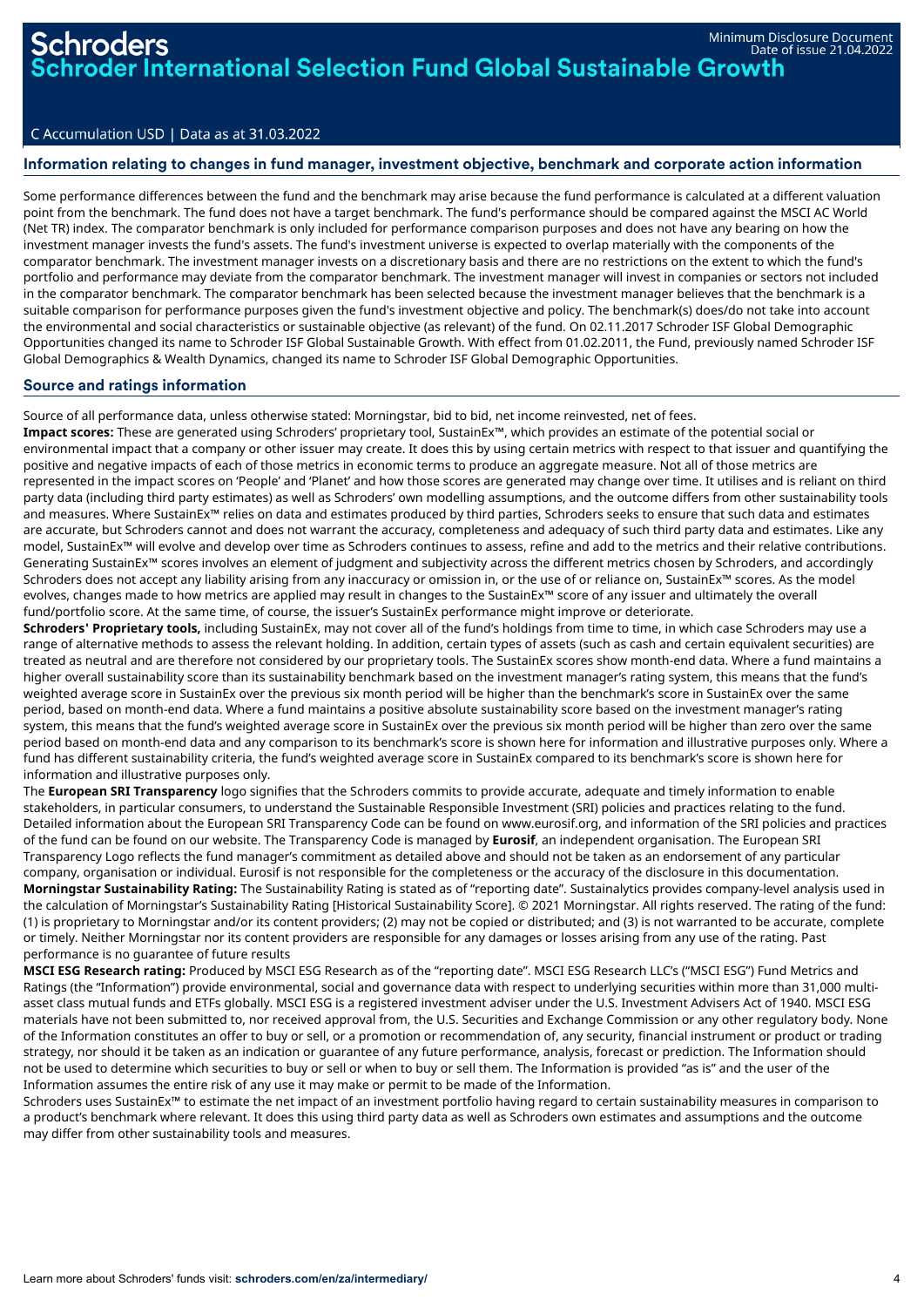## Information relating to changes in fund manager, investment objective, benchmark and corporate action information

Some performance differences between the fund and the benchmark may arise because the fund performance is calculated at a different valuation point from the benchmark. The fund does not have a target benchmark. The fund's performance should be compared against the MSCI AC World (Net TR) index. The comparator benchmark is only included for performance comparison purposes and does not have any bearing on how the investment manager invests the fund's assets. The fund's investment universe is expected to overlap materially with the components of the comparator benchmark. The investment manager invests on a discretionary basis and there are no restrictions on the extent to which the fund's portfolio and performance may deviate from the comparator benchmark. The investment manager will invest in companies or sectors not included in the comparator benchmark. The comparator benchmark has been selected because the investment manager believes that the benchmark is a suitable comparison for performance purposes given the fund's investment objective and policy. The benchmark(s) does/do not take into account the environmental and social characteristics or sustainable objective (as relevant) of the fund. On 02.11.2017 Schroder ISF Global Demographic Opportunities changed its name to Schroder ISF Global Sustainable Growth. With effect from 01.02.2011, the Fund, previously named Schroder ISF Global Demographics & Wealth Dynamics, changed its name to Schroder ISF Global Demographic Opportunities.

## Source and ratings information

Source of all performance data, unless otherwise stated: Morningstar, bid to bid, net income reinvested, net of fees.

**Impact scores:** These are generated using Schroders' proprietary tool, SustainEx™, which provides an estimate of the potential social or environmental impact that a company or other issuer may create. It does this by using certain metrics with respect to that issuer and quantifying the positive and negative impacts of each of those metrics in economic terms to produce an aggregate measure. Not all of those metrics are represented in the impact scores on 'People' and 'Planet' and how those scores are generated may change over time. It utilises and is reliant on third party data (including third party estimates) as well as Schroders' own modelling assumptions, and the outcome differs from other sustainability tools and measures. Where SustainEx™ relies on data and estimates produced by third parties, Schroders seeks to ensure that such data and estimates are accurate, but Schroders cannot and does not warrant the accuracy, completeness and adequacy of such third party data and estimates. Like any model, SustainEx™ will evolve and develop over time as Schroders continues to assess, refine and add to the metrics and their relative contributions. Generating SustainEx™ scores involves an element of judgment and subjectivity across the different metrics chosen by Schroders, and accordingly Schroders does not accept any liability arising from any inaccuracy or omission in, or the use of or reliance on, SustainEx™ scores. As the model evolves, changes made to how metrics are applied may result in changes to the SustainEx™ score of any issuer and ultimately the overall fund/portfolio score. At the same time, of course, the issuer's SustainEx performance might improve or deteriorate.

**Schroders' Proprietary tools,** including SustainEx, may not cover all of the fund's holdings from time to time, in which case Schroders may use a range of alternative methods to assess the relevant holding. In addition, certain types of assets (such as cash and certain equivalent securities) are treated as neutral and are therefore not considered by our proprietary tools. The SustainEx scores show month-end data. Where a fund maintains a higher overall sustainability score than its sustainability benchmark based on the investment manager's rating system, this means that the fund's weighted average score in SustainEx over the previous six month period will be higher than the benchmark's score in SustainEx over the same period, based on month-end data. Where a fund maintains a positive absolute sustainability score based on the investment manager's rating system, this means that the fund's weighted average score in SustainEx over the previous six month period will be higher than zero over the same period based on month-end data and any comparison to its benchmark's score is shown here for information and illustrative purposes only. Where a fund has different sustainability criteria, the fund's weighted average score in SustainEx compared to its benchmark's score is shown here for information and illustrative purposes only.

The **European SRI Transparency** logo signifies that the Schroders commits to provide accurate, adequate and timely information to enable stakeholders, in particular consumers, to understand the Sustainable Responsible Investment (SRI) policies and practices relating to the fund. Detailed information about the European SRI Transparency Code can be found on www.eurosif.org, and information of the SRI policies and practices of the fund can be found on our website. The Transparency Code is managed by **Eurosif**, an independent organisation. The European SRI Transparency Logo reflects the fund manager's commitment as detailed above and should not be taken as an endorsement of any particular company, organisation or individual. Eurosif is not responsible for the completeness or the accuracy of the disclosure in this documentation.

**Morningstar Sustainability Rating:** The Sustainability Rating is stated as of "reporting date". Sustainalytics provides company-level analysis used in the calculation of Morningstar's Sustainability Rating [Historical Sustainability Score]. © 2021 Morningstar. All rights reserved. The rating of the fund: (1) is proprietary to Morningstar and/or its content providers; (2) may not be copied or distributed; and (3) is not warranted to be accurate, complete or timely. Neither Morningstar nor its content providers are responsible for any damages or losses arising from any use of the rating. Past performance is no guarantee of future results

**MSCI ESG Research rating:** Produced by MSCI ESG Research as of the "reporting date". MSCI ESG Research LLC's ("MSCI ESG") Fund Metrics and Ratings (the "Information") provide environmental, social and governance data with respect to underlying securities within more than 31,000 multi-asset class mutual funds and ETFs globally. MSCI ESG is a registered investment adviser under the U.S. Investment Advisers Act of 1940. MSCI ESG materials have not been submitted to, nor received approval from, the U.S. Securities and Exchange Commission or any other regulatory body. None of the Information constitutes an offer to buy or sell, or a promotion or recommendation of, any security, financial instrument or product or trading strategy, nor should it be taken as an indication or guarantee of any future performance, analysis, forecast or prediction. The Information should not be used to determine which securities to buy or sell or when to buy or sell them. The Information is provided "as is" and the user of the Information assumes the entire risk of any use it may make or permit to be made of the Information.

Schroders uses SustainEx™ to estimate the net impact of an investment portfolio having regard to certain sustainability measures in comparison to a product's benchmark where relevant. It does this using third party data as well as Schroders own estimates and assumptions and the outcome may differ from other sustainability tools and measures.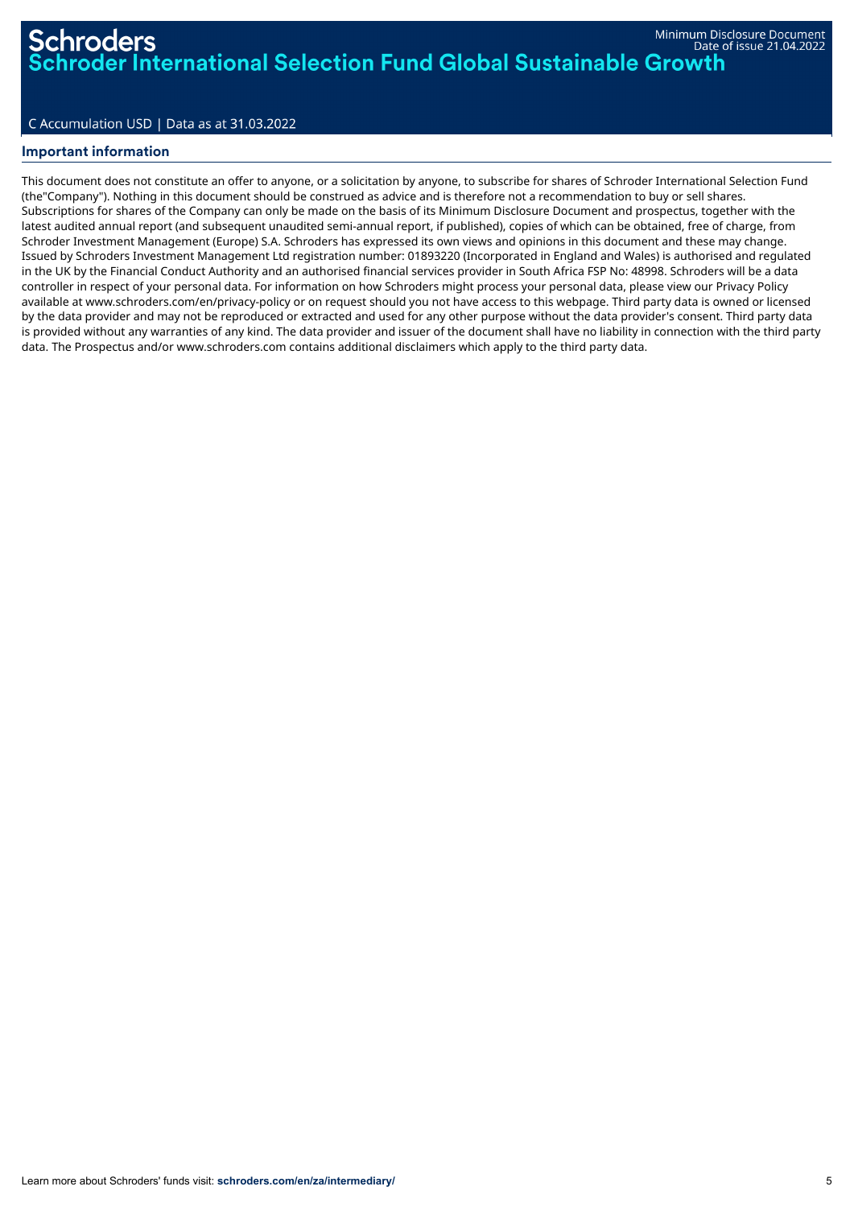## Important information

This document does not constitute an offer to anyone, or a solicitation by anyone, to subscribe for shares of Schroder International Selection Fund (the"Company"). Nothing in this document should be construed as advice and is therefore not a recommendation to buy or sell shares. Subscriptions for shares of the Company can only be made on the basis of its Minimum Disclosure Document and prospectus, together with the latest audited annual report (and subsequent unaudited semi-annual report, if published), copies of which can be obtained, free of charge, from Schroder Investment Management (Europe) S.A. Schroders has expressed its own views and opinions in this document and these may change. Issued by Schroders Investment Management Ltd registration number: 01893220 (Incorporated in England and Wales) is authorised and regulated in the UK by the Financial Conduct Authority and an authorised financial services provider in South Africa FSP No: 48998. Schroders will be a data controller in respect of your personal data. For information on how Schroders might process your personal data, please view our Privacy Policy available at www.schroders.com/en/privacy-policy or on request should you not have access to this webpage. Third party data is owned or licensed by the data provider and may not be reproduced or extracted and used for any other purpose without the data provider's consent. Third party data is provided without any warranties of any kind. The data provider and issuer of the document shall have no liability in connection with the third party data. The Prospectus and/or www.schroders.com contains additional disclaimers which apply to the third party data.